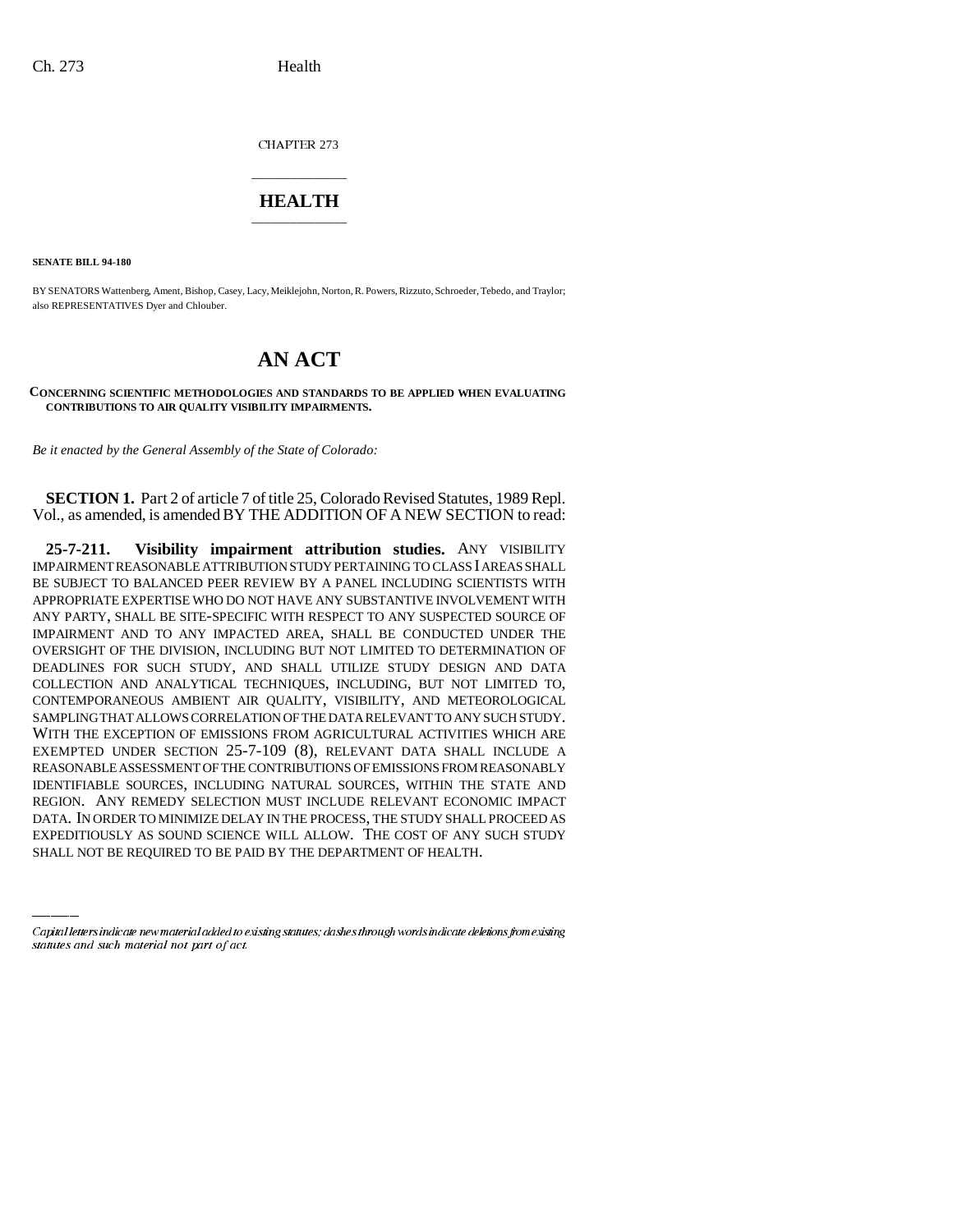CHAPTER 273

# HEALTH

**SENATE BILL 94-180**

BY SENATORS Wattenberg, Ament, Bishop, Casey, Lacy, Meiklejohn, Norton, R. Powers, Rizzuto, Schroeder, Tebedo, and Traylor; also REPRESENTATIVES Dyer and Chlouber.

# AN ACT

**CONCERNING SCIENTIFIC METHODOLOGIES AND STANDARDS TO BE APPLIED WHEN EVALUATING CONTRIBUTIONS TO AIR QUALITY VISIBILITY IMPAIRMENTS.**

*Be it enacted by the General Assembly of the State of Colorado:*

**SECTION 1.** Part 2 of article 7 of title 25, Colorado Revised Statutes, 1989 Repl. Vol., as amended, is amended BY THE ADDITION OF A NEW SECTION to read:

**25-7-211. Visibility impairment attribution studies.** ANY VISIBILITY IMPAIRMENT REASONABLE ATTRIBUTION STUDY PERTAINING TO CLASS I AREAS SHALL BE SUBJECT TO BALANCED PEER REVIEW BY A PANEL INCLUDING SCIENTISTS WITH APPROPRIATE EXPERTISE WHO DO NOT HAVE ANY SUBSTANTIVE INVOLVEMENT WITH ANY PARTY, SHALL BE SITE-SPECIFIC WITH RESPECT TO ANY SUSPECTED SOURCE OF IMPAIRMENT AND TO ANY IMPACTED AREA, SHALL BE CONDUCTED UNDER THE OVERSIGHT OF THE DIVISION, INCLUDING BUT NOT LIMITED TO DETERMINATION OF DEADLINES FOR SUCH STUDY, AND SHALL UTILIZE STUDY DESIGN AND DATA COLLECTION AND ANALYTICAL TECHNIQUES, INCLUDING, BUT NOT LIMITED TO, CONTEMPORANEOUS AMBIENT AIR QUALITY, VISIBILITY, AND METEOROLOGICAL SAMPLING THAT ALLOWS CORRELATION OF THE DATA RELEVANT TO ANY SUCH STUDY. WITH THE EXCEPTION OF EMISSIONS FROM AGRICULTURAL ACTIVITIES WHICH ARE EXEMPTED UNDER SECTION 25-7-109 (8), RELEVANT DATA SHALL INCLUDE A REASONABLE ASSESSMENT OF THE CONTRIBUTIONS OF EMISSIONS FROM REASONABLY IDENTIFIABLE SOURCES, INCLUDING NATURAL SOURCES, WITHIN THE STATE AND REGION. ANY REMEDY SELECTION MUST INCLUDE RELEVANT ECONOMIC IMPACT DATA. IN ORDER TO MINIMIZE DELAY IN THE PROCESS, THE STUDY SHALL PROCEED AS EXPEDITIOUSLY AS SOUND SCIENCE WILL ALLOW. THE COST OF ANY SUCH STUDY SHALL NOT BE REQUIRED TO BE PAID BY THE DEPARTMENT OF HEALTH.

Capital letters indicate new material added to existing statutes; dashes through words indicate deletions from existing statutes and such material not part of act.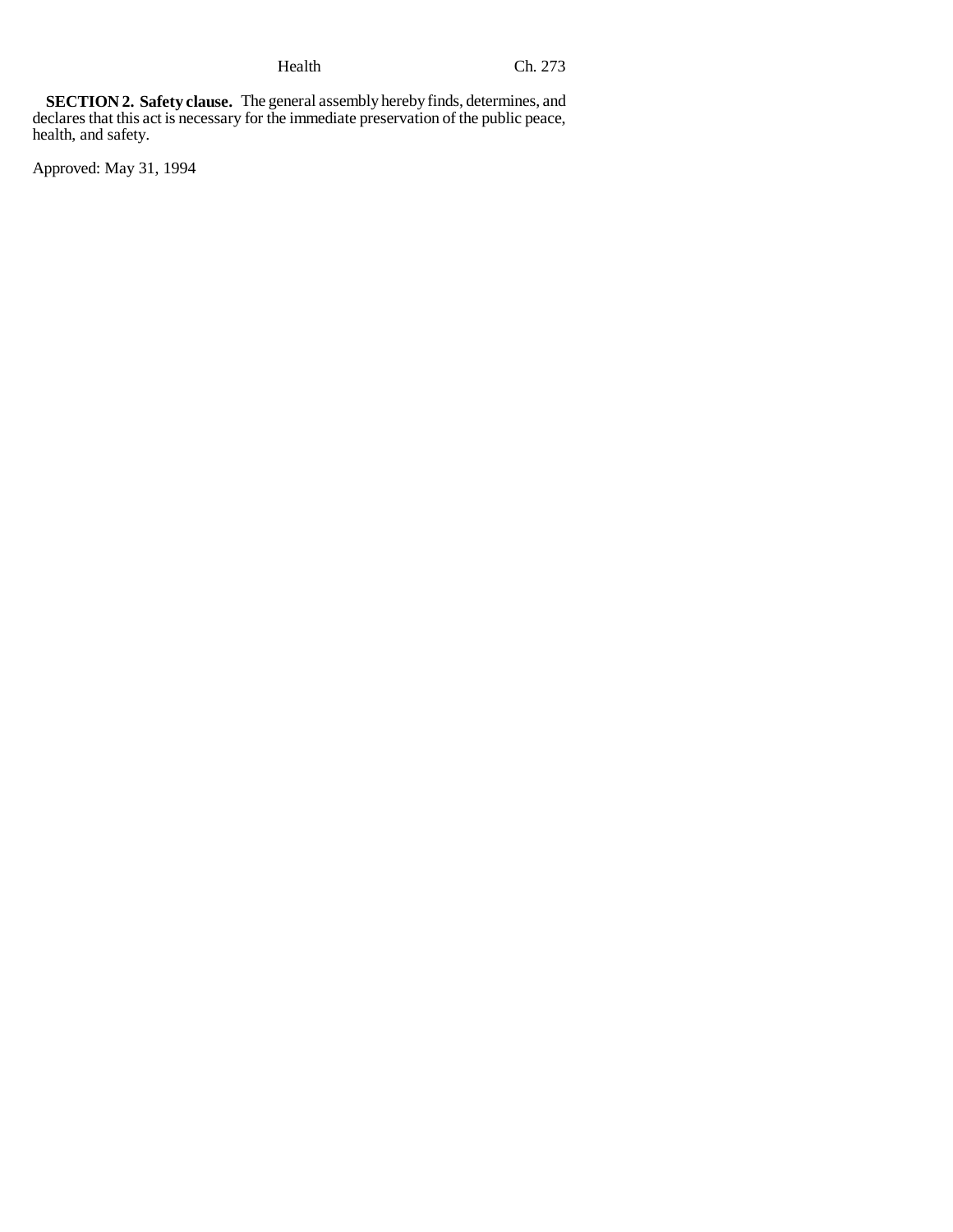**SECTION 2. Safety clause.** The general assembly hereby finds, determines, and declares that this act is necessary for the immediate preservation of the public peace, health, and safety.

Approved: May 31, 1994